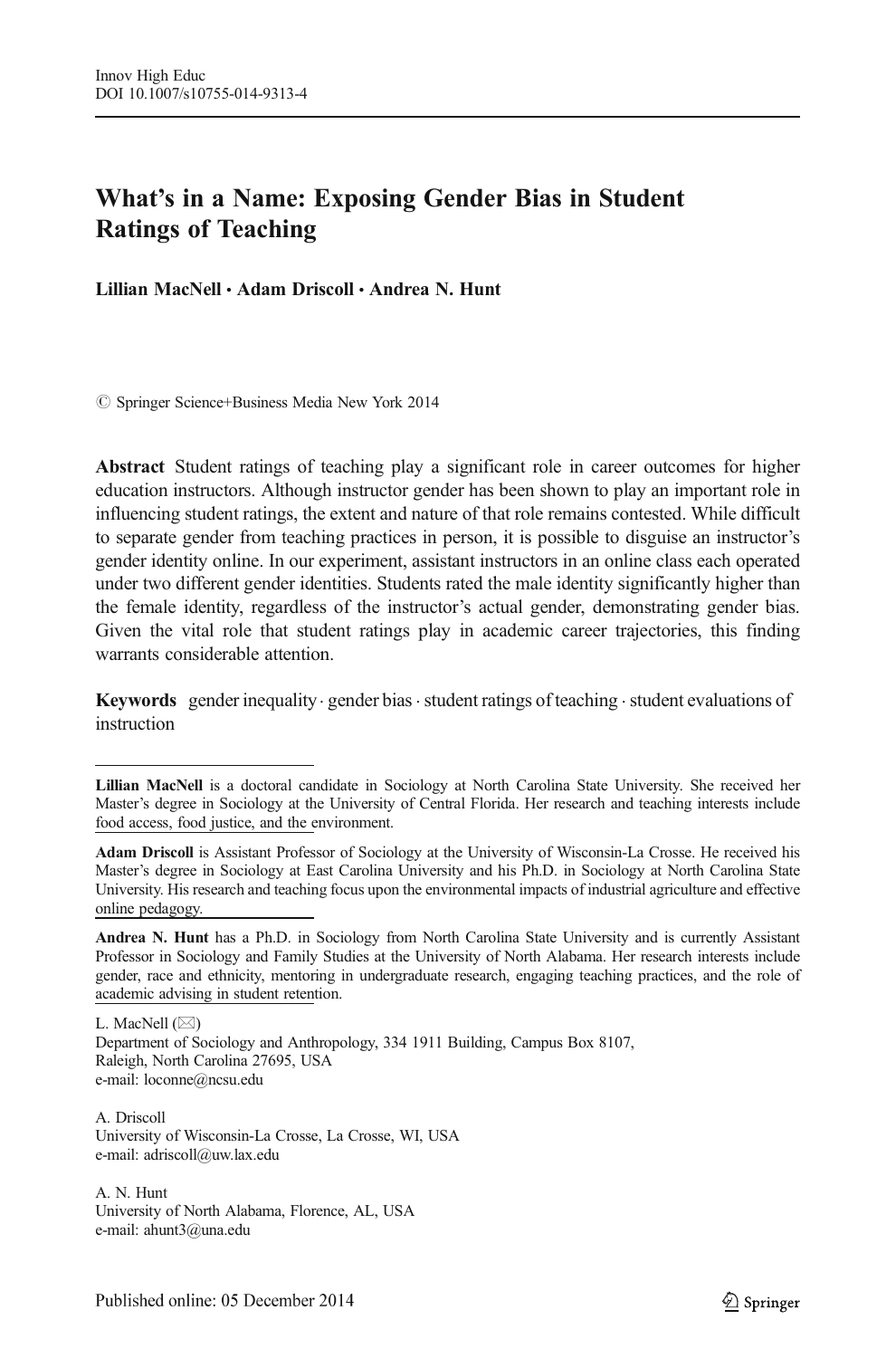# What's in a Name: Exposing Gender Bias in Student Ratings of Teaching

**Lillian MacNell · Adam Driscoll · Andrea N. Hunt**

© Springer Science+Business Media New York 2014

**Abstract** Student ratings of teaching play a significant role in career outcomes for higher education instructors. Although instructor gender has been shown to play an important role in influencing student ratings, the extent and nature of that role remains contested. While difficult to separate gender from teaching practices in person, it is possible to disguise an instructor's gender identity online. In our experiment, assistant instructors in an online class each operated under two different gender identities. Students rated the male identity significantly higher than the female identity, regardless of the instructor's actual gender, demonstrating gender bias. Given the vital role that student ratings play in academic career trajectories, this finding warrants considerable attention.

**Keywords** gender inequality · gender bias · student ratings of teaching · student evaluations of instruction

---

**Lillian MacNell** is a doctoral candidate in Sociology at North Carolina State University. She received her Master's degree in Sociology at the University of Central Florida. Her research and teaching interests include food access, food justice, and the environment.

**Adam Driscoll** is Assistant Professor of Sociology at the University of Wisconsin-La Crosse. He received his Master's degree in Sociology at East Carolina University and his Ph.D. in Sociology at North Carolina State University. His research and teaching focus upon the environmental impacts of industrial agriculture and effective online pedagogy.

**Andrea N. Hunt** has a Ph.D. in Sociology from North Carolina State University and is currently Assistant Professor in Sociology and Family Studies at the University of North Alabama. Her research interests include gender, race and ethnicity, mentoring in undergraduate research, engaging teaching practices, and the role of academic advising in student retention.

L. MacNell (✉)
Department of Sociology and Anthropology, 334 1911 Building, Campus Box 8107,
Raleigh, North Carolina 27695, USA
e-mail: loconne@ncsu.edu

A. Driscoll
University of Wisconsin-La Crosse, La Crosse, WI, USA
e-mail: adriscoll@uw.lax.edu

A. N. Hunt
University of North Alabama, Florence, AL, USA
e-mail: ahunt3@una.edu

Published online: 05 December 2014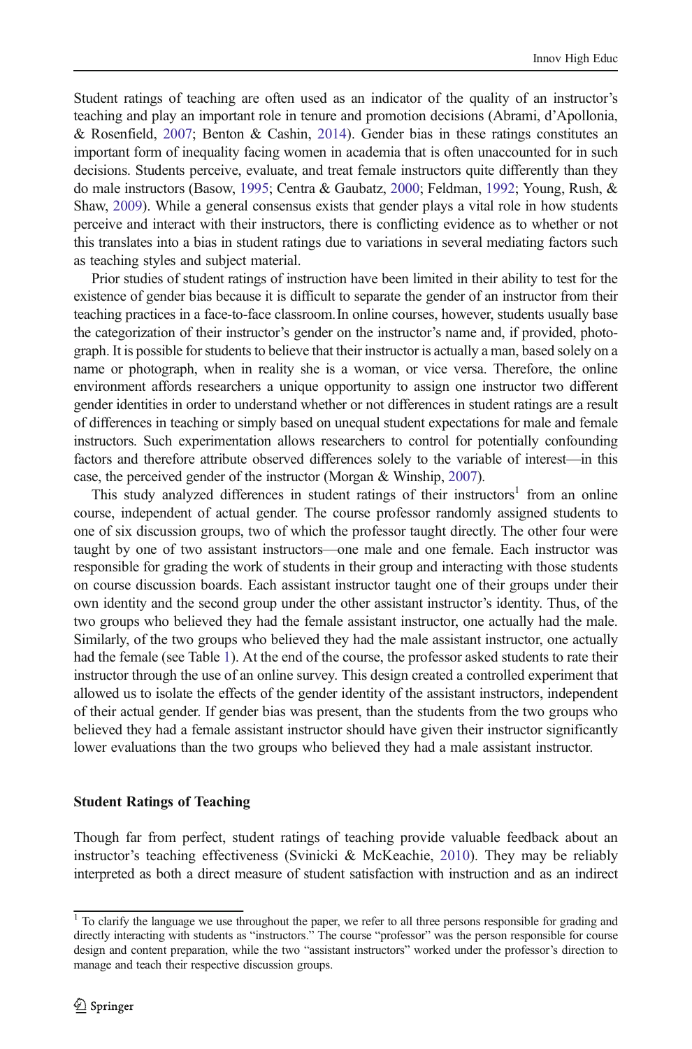Student ratings of teaching are often used as an indicator of the quality of an instructor's teaching and play an important role in tenure and promotion decisions (Abrami, d'Apollonia, & Rosenfield, 2007; Benton & Cashin, 2014). Gender bias in these ratings constitutes an important form of inequality facing women in academia that is often unaccounted for in such decisions. Students perceive, evaluate, and treat female instructors quite differently than they do male instructors (Basow, 1995; Centra & Gaubatz, 2000; Feldman, 1992; Young, Rush, & Shaw, 2009). While a general consensus exists that gender plays a vital role in how students perceive and interact with their instructors, there is conflicting evidence as to whether or not this translates into a bias in student ratings due to variations in several mediating factors such as teaching styles and subject material.

Prior studies of student ratings of instruction have been limited in their ability to test for the existence of gender bias because it is difficult to separate the gender of an instructor from their teaching practices in a face-to-face classroom. In online courses, however, students usually base the categorization of their instructor's gender on the instructor's name and, if provided, photograph. It is possible for students to believe that their instructor is actually a man, based solely on a name or photograph, when in reality she is a woman, or vice versa. Therefore, the online environment affords researchers a unique opportunity to assign one instructor two different gender identities in order to understand whether or not differences in student ratings are a result of differences in teaching or simply based on unequal student expectations for male and female instructors. Such experimentation allows researchers to control for potentially confounding factors and therefore attribute observed differences solely to the variable of interest—in this case, the perceived gender of the instructor (Morgan & Winship, 2007).

This study analyzed differences in student ratings of their instructors[1] from an online course, independent of actual gender. The course professor randomly assigned students to one of six discussion groups, two of which the professor taught directly. The other four were taught by one of two assistant instructors—one male and one female. Each instructor was responsible for grading the work of students in their group and interacting with those students on course discussion boards. Each assistant instructor taught one of their groups under their own identity and the second group under the other assistant instructor's identity. Thus, of the two groups who believed they had the female assistant instructor, one actually had the male. Similarly, of the two groups who believed they had the male assistant instructor, one actually had the female (see Table 1). At the end of the course, the professor asked students to rate their instructor through the use of an online survey. This design created a controlled experiment that allowed us to isolate the effects of the gender identity of the assistant instructors, independent of their actual gender. If gender bias was present, than the students from the two groups who believed they had a female assistant instructor should have given their instructor significantly lower evaluations than the two groups who believed they had a male assistant instructor.

## Student Ratings of Teaching

Though far from perfect, student ratings of teaching provide valuable feedback about an instructor's teaching effectiveness (Svinicki & McKeachie, 2010). They may be reliably interpreted as both a direct measure of student satisfaction with instruction and as an indirect

[1] To clarify the language we use throughout the paper, we refer to all three persons responsible for grading and directly interacting with students as "instructors." The course "professor" was the person responsible for course design and content preparation, while the two "assistant instructors" worked under the professor's direction to manage and teach their respective discussion groups.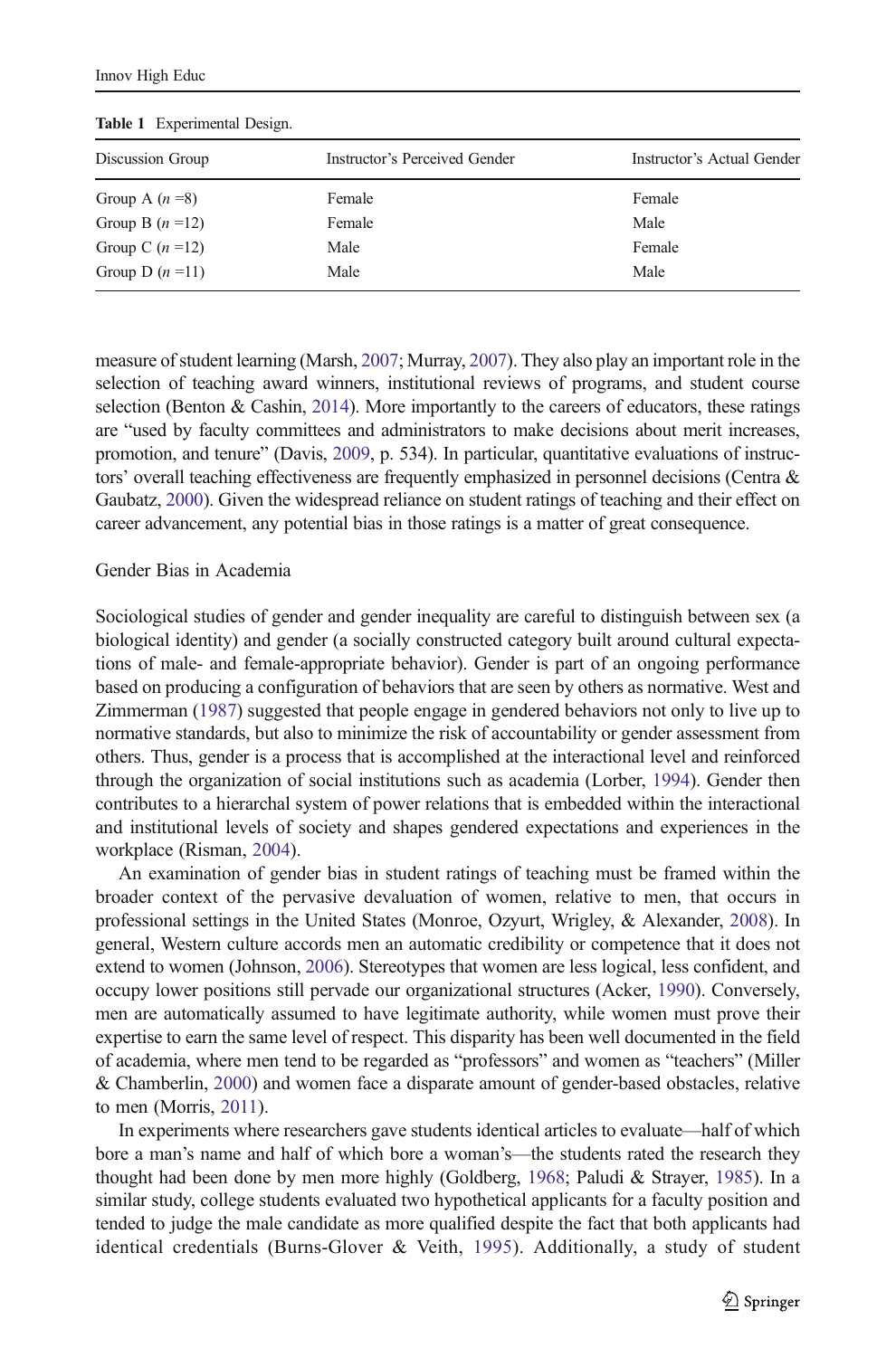**Table 1** Experimental Design.

| Discussion Group | Instructor's Perceived Gender | Instructor's Actual Gender |
|---|---|---|
| Group A (*n* =8) | Female | Female |
| Group B (*n* =12) | Female | Male |
| Group C (*n* =12) | Male | Female |
| Group D (*n* =11) | Male | Male |

measure of student learning (Marsh, 2007; Murray, 2007). They also play an important role in the selection of teaching award winners, institutional reviews of programs, and student course selection (Benton & Cashin, 2014). More importantly to the careers of educators, these ratings are "used by faculty committees and administrators to make decisions about merit increases, promotion, and tenure" (Davis, 2009, p. 534). In particular, quantitative evaluations of instructors' overall teaching effectiveness are frequently emphasized in personnel decisions (Centra & Gaubatz, 2000). Given the widespread reliance on student ratings of teaching and their effect on career advancement, any potential bias in those ratings is a matter of great consequence.

## Gender Bias in Academia

Sociological studies of gender and gender inequality are careful to distinguish between sex (a biological identity) and gender (a socially constructed category built around cultural expectations of male- and female-appropriate behavior). Gender is part of an ongoing performance based on producing a configuration of behaviors that are seen by others as normative. West and Zimmerman (1987) suggested that people engage in gendered behaviors not only to live up to normative standards, but also to minimize the risk of accountability or gender assessment from others. Thus, gender is a process that is accomplished at the interactional level and reinforced through the organization of social institutions such as academia (Lorber, 1994). Gender then contributes to a hierarchal system of power relations that is embedded within the interactional and institutional levels of society and shapes gendered expectations and experiences in the workplace (Risman, 2004).

An examination of gender bias in student ratings of teaching must be framed within the broader context of the pervasive devaluation of women, relative to men, that occurs in professional settings in the United States (Monroe, Ozyurt, Wrigley, & Alexander, 2008). In general, Western culture accords men an automatic credibility or competence that it does not extend to women (Johnson, 2006). Stereotypes that women are less logical, less confident, and occupy lower positions still pervade our organizational structures (Acker, 1990). Conversely, men are automatically assumed to have legitimate authority, while women must prove their expertise to earn the same level of respect. This disparity has been well documented in the field of academia, where men tend to be regarded as "professors" and women as "teachers" (Miller & Chamberlin, 2000) and women face a disparate amount of gender-based obstacles, relative to men (Morris, 2011).

In experiments where researchers gave students identical articles to evaluate—half of which bore a man's name and half of which bore a woman's—the students rated the research they thought had been done by men more highly (Goldberg, 1968; Paludi & Strayer, 1985). In a similar study, college students evaluated two hypothetical applicants for a faculty position and tended to judge the male candidate as more qualified despite the fact that both applicants had identical credentials (Burns-Glover & Veith, 1995). Additionally, a study of student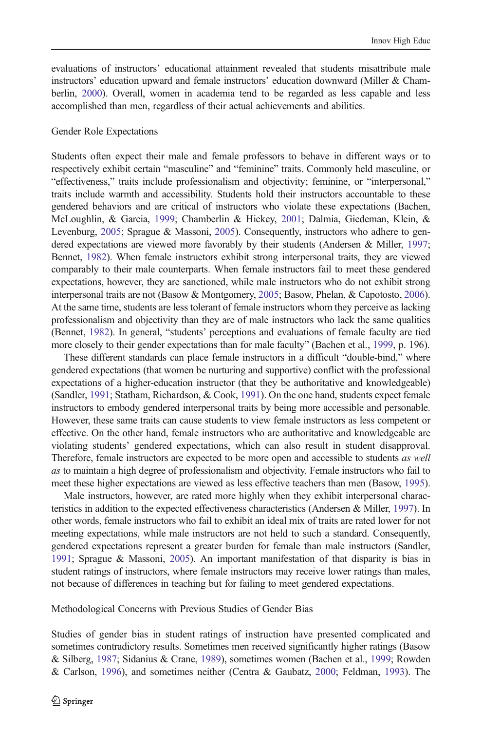evaluations of instructors' educational attainment revealed that students misattribute male instructors' education upward and female instructors' education downward (Miller & Chamberlin, 2000). Overall, women in academia tend to be regarded as less capable and less accomplished than men, regardless of their actual achievements and abilities.

### Gender Role Expectations

Students often expect their male and female professors to behave in different ways or to respectively exhibit certain "masculine" and "feminine" traits. Commonly held masculine, or "effectiveness," traits include professionalism and objectivity; feminine, or "interpersonal," traits include warmth and accessibility. Students hold their instructors accountable to these gendered behaviors and are critical of instructors who violate these expectations (Bachen, McLoughlin, & Garcia, 1999; Chamberlin & Hickey, 2001; Dalmia, Giedeman, Klein, & Levenburg, 2005; Sprague & Massoni, 2005). Consequently, instructors who adhere to gendered expectations are viewed more favorably by their students (Andersen & Miller, 1997; Bennet, 1982). When female instructors exhibit strong interpersonal traits, they are viewed comparably to their male counterparts. When female instructors fail to meet these gendered expectations, however, they are sanctioned, while male instructors who do not exhibit strong interpersonal traits are not (Basow & Montgomery, 2005; Basow, Phelan, & Capotosto, 2006). At the same time, students are less tolerant of female instructors whom they perceive as lacking professionalism and objectivity than they are of male instructors who lack the same qualities (Bennet, 1982). In general, "students' perceptions and evaluations of female faculty are tied more closely to their gender expectations than for male faculty" (Bachen et al., 1999, p. 196).

These different standards can place female instructors in a difficult "double-bind," where gendered expectations (that women be nurturing and supportive) conflict with the professional expectations of a higher-education instructor (that they be authoritative and knowledgeable) (Sandler, 1991; Statham, Richardson, & Cook, 1991). On the one hand, students expect female instructors to embody gendered interpersonal traits by being more accessible and personable. However, these same traits can cause students to view female instructors as less competent or effective. On the other hand, female instructors who are authoritative and knowledgeable are violating students' gendered expectations, which can also result in student disapproval. Therefore, female instructors are expected to be more open and accessible to students *as well as* to maintain a high degree of professionalism and objectivity. Female instructors who fail to meet these higher expectations are viewed as less effective teachers than men (Basow, 1995).

Male instructors, however, are rated more highly when they exhibit interpersonal characteristics in addition to the expected effectiveness characteristics (Andersen & Miller, 1997). In other words, female instructors who fail to exhibit an ideal mix of traits are rated lower for not meeting expectations, while male instructors are not held to such a standard. Consequently, gendered expectations represent a greater burden for female than male instructors (Sandler, 1991; Sprague & Massoni, 2005). An important manifestation of that disparity is bias in student ratings of instructors, where female instructors may receive lower ratings than males, not because of differences in teaching but for failing to meet gendered expectations.

### Methodological Concerns with Previous Studies of Gender Bias

Studies of gender bias in student ratings of instruction have presented complicated and sometimes contradictory results. Sometimes men received significantly higher ratings (Basow & Silberg, 1987; Sidanius & Crane, 1989), sometimes women (Bachen et al., 1999; Rowden & Carlson, 1996), and sometimes neither (Centra & Gaubatz, 2000; Feldman, 1993). The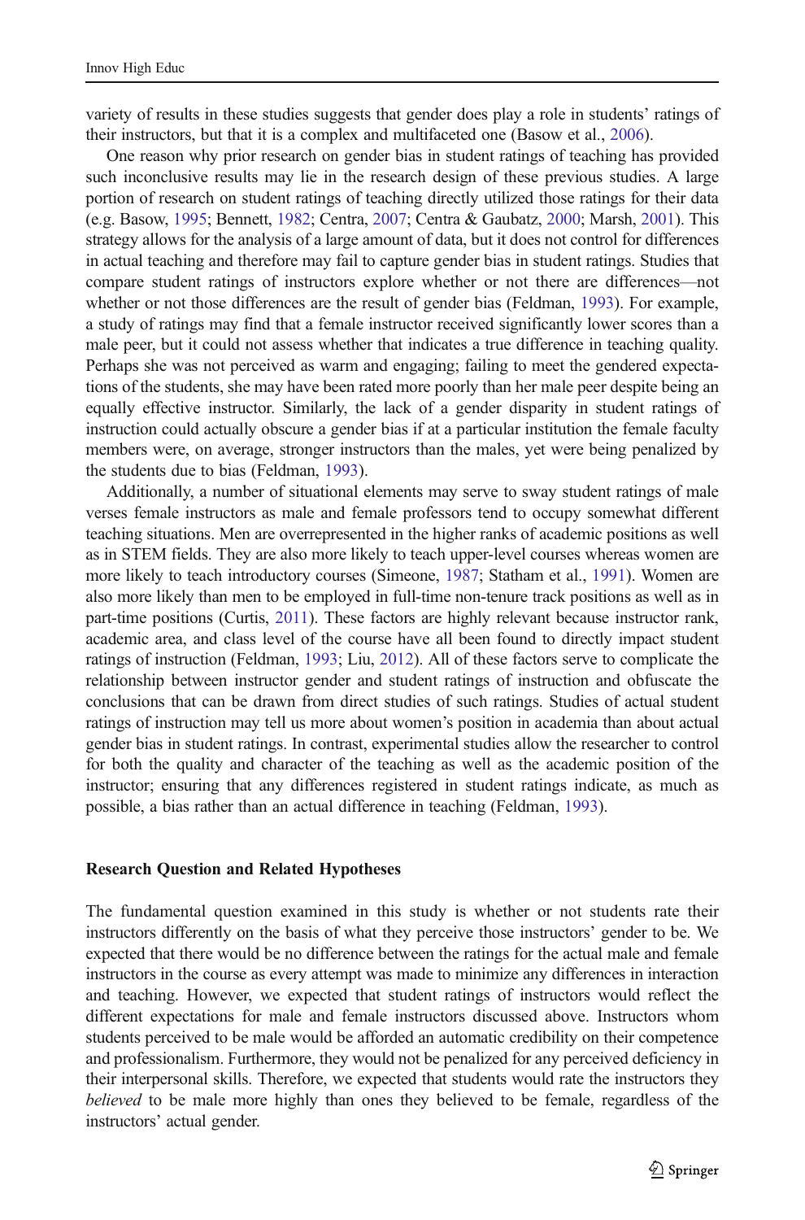variety of results in these studies suggests that gender does play a role in students' ratings of their instructors, but that it is a complex and multifaceted one (Basow et al., 2006).

One reason why prior research on gender bias in student ratings of teaching has provided such inconclusive results may lie in the research design of these previous studies. A large portion of research on student ratings of teaching directly utilized those ratings for their data (e.g. Basow, 1995; Bennett, 1982; Centra, 2007; Centra & Gaubatz, 2000; Marsh, 2001). This strategy allows for the analysis of a large amount of data, but it does not control for differences in actual teaching and therefore may fail to capture gender bias in student ratings. Studies that compare student ratings of instructors explore whether or not there are differences—not whether or not those differences are the result of gender bias (Feldman, 1993). For example, a study of ratings may find that a female instructor received significantly lower scores than a male peer, but it could not assess whether that indicates a true difference in teaching quality. Perhaps she was not perceived as warm and engaging; failing to meet the gendered expectations of the students, she may have been rated more poorly than her male peer despite being an equally effective instructor. Similarly, the lack of a gender disparity in student ratings of instruction could actually obscure a gender bias if at a particular institution the female faculty members were, on average, stronger instructors than the males, yet were being penalized by the students due to bias (Feldman, 1993).

Additionally, a number of situational elements may serve to sway student ratings of male verses female instructors as male and female professors tend to occupy somewhat different teaching situations. Men are overrepresented in the higher ranks of academic positions as well as in STEM fields. They are also more likely to teach upper-level courses whereas women are more likely to teach introductory courses (Simeone, 1987; Statham et al., 1991). Women are also more likely than men to be employed in full-time non-tenure track positions as well as in part-time positions (Curtis, 2011). These factors are highly relevant because instructor rank, academic area, and class level of the course have all been found to directly impact student ratings of instruction (Feldman, 1993; Liu, 2012). All of these factors serve to complicate the relationship between instructor gender and student ratings of instruction and obfuscate the conclusions that can be drawn from direct studies of such ratings. Studies of actual student ratings of instruction may tell us more about women's position in academia than about actual gender bias in student ratings. In contrast, experimental studies allow the researcher to control for both the quality and character of the teaching as well as the academic position of the instructor; ensuring that any differences registered in student ratings indicate, as much as possible, a bias rather than an actual difference in teaching (Feldman, 1993).

## Research Question and Related Hypotheses

The fundamental question examined in this study is whether or not students rate their instructors differently on the basis of what they perceive those instructors' gender to be. We expected that there would be no difference between the ratings for the actual male and female instructors in the course as every attempt was made to minimize any differences in interaction and teaching. However, we expected that student ratings of instructors would reflect the different expectations for male and female instructors discussed above. Instructors whom students perceived to be male would be afforded an automatic credibility on their competence and professionalism. Furthermore, they would not be penalized for any perceived deficiency in their interpersonal skills. Therefore, we expected that students would rate the instructors they *believed* to be male more highly than ones they believed to be female, regardless of the instructors' actual gender.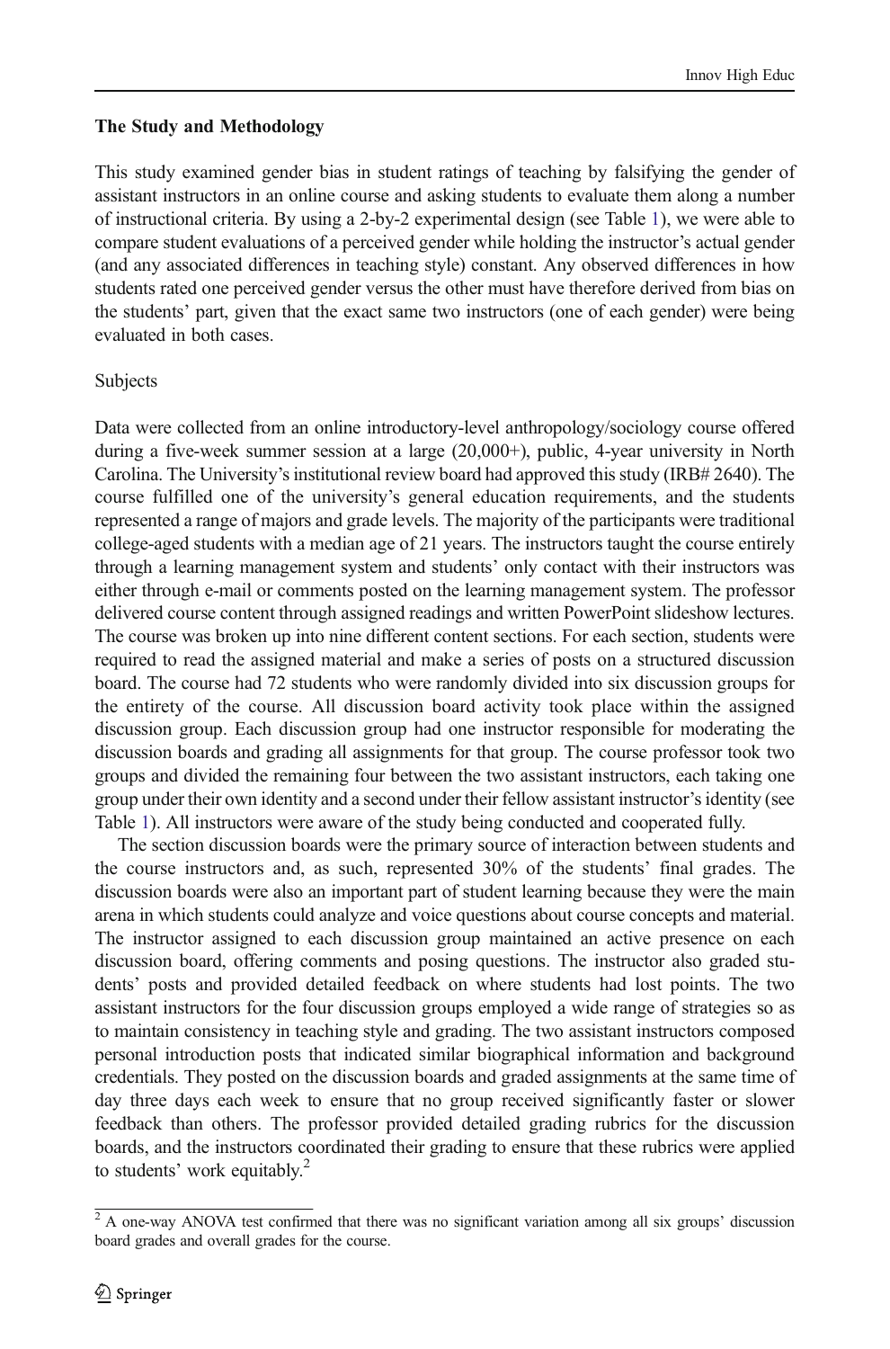### The Study and Methodology

This study examined gender bias in student ratings of teaching by falsifying the gender of assistant instructors in an online course and asking students to evaluate them along a number of instructional criteria. By using a 2-by-2 experimental design (see Table 1), we were able to compare student evaluations of a perceived gender while holding the instructor's actual gender (and any associated differences in teaching style) constant. Any observed differences in how students rated one perceived gender versus the other must have therefore derived from bias on the students' part, given that the exact same two instructors (one of each gender) were being evaluated in both cases.

#### Subjects

Data were collected from an online introductory-level anthropology/sociology course offered during a five-week summer session at a large (20,000+), public, 4-year university in North Carolina. The University's institutional review board had approved this study (IRB# 2640). The course fulfilled one of the university's general education requirements, and the students represented a range of majors and grade levels. The majority of the participants were traditional college-aged students with a median age of 21 years. The instructors taught the course entirely through a learning management system and students' only contact with their instructors was either through e-mail or comments posted on the learning management system. The professor delivered course content through assigned readings and written PowerPoint slideshow lectures. The course was broken up into nine different content sections. For each section, students were required to read the assigned material and make a series of posts on a structured discussion board. The course had 72 students who were randomly divided into six discussion groups for the entirety of the course. All discussion board activity took place within the assigned discussion group. Each discussion group had one instructor responsible for moderating the discussion boards and grading all assignments for that group. The course professor took two groups and divided the remaining four between the two assistant instructors, each taking one group under their own identity and a second under their fellow assistant instructor's identity (see Table 1). All instructors were aware of the study being conducted and cooperated fully.

The section discussion boards were the primary source of interaction between students and the course instructors and, as such, represented 30% of the students' final grades. The discussion boards were also an important part of student learning because they were the main arena in which students could analyze and voice questions about course concepts and material. The instructor assigned to each discussion group maintained an active presence on each discussion board, offering comments and posing questions. The instructor also graded students' posts and provided detailed feedback on where students had lost points. The two assistant instructors for the four discussion groups employed a wide range of strategies so as to maintain consistency in teaching style and grading. The two assistant instructors composed personal introduction posts that indicated similar biographical information and background credentials. They posted on the discussion boards and graded assignments at the same time of day three days each week to ensure that no group received significantly faster or slower feedback than others. The professor provided detailed grading rubrics for the discussion boards, and the instructors coordinated their grading to ensure that these rubrics were applied to students' work equitably.[2]

[2] A one-way ANOVA test confirmed that there was no significant variation among all six groups' discussion board grades and overall grades for the course.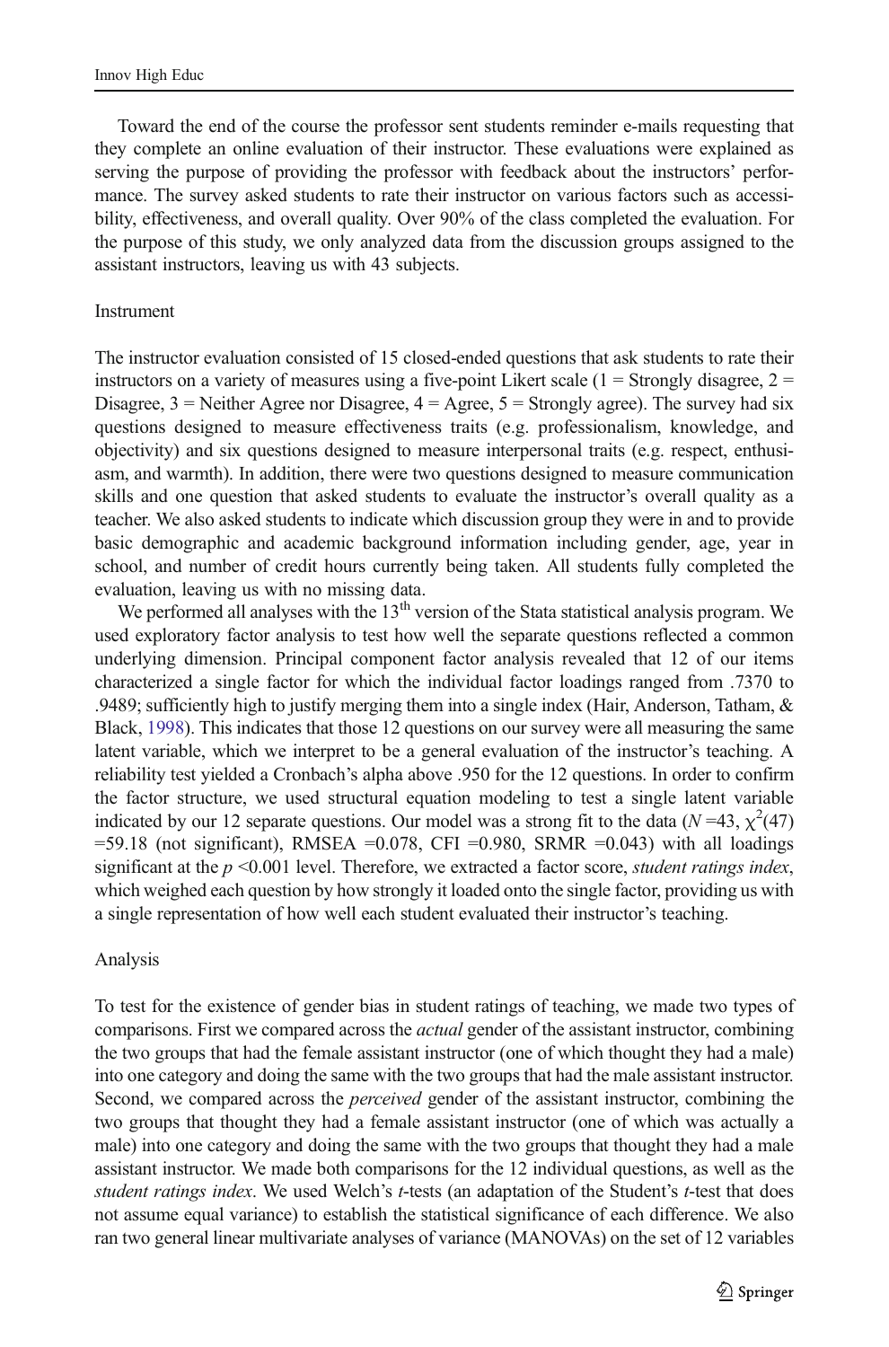Toward the end of the course the professor sent students reminder e-mails requesting that they complete an online evaluation of their instructor. These evaluations were explained as serving the purpose of providing the professor with feedback about the instructors' performance. The survey asked students to rate their instructor on various factors such as accessibility, effectiveness, and overall quality. Over 90% of the class completed the evaluation. For the purpose of this study, we only analyzed data from the discussion groups assigned to the assistant instructors, leaving us with 43 subjects.

### Instrument

The instructor evaluation consisted of 15 closed-ended questions that ask students to rate their instructors on a variety of measures using a five-point Likert scale (1 = Strongly disagree, 2 = Disagree, 3 = Neither Agree nor Disagree, 4 = Agree, 5 = Strongly agree). The survey had six questions designed to measure effectiveness traits (e.g. professionalism, knowledge, and objectivity) and six questions designed to measure interpersonal traits (e.g. respect, enthusiasm, and warmth). In addition, there were two questions designed to measure communication skills and one question that asked students to evaluate the instructor's overall quality as a teacher. We also asked students to indicate which discussion group they were in and to provide basic demographic and academic background information including gender, age, year in school, and number of credit hours currently being taken. All students fully completed the evaluation, leaving us with no missing data.

We performed all analyses with the 13th version of the Stata statistical analysis program. We used exploratory factor analysis to test how well the separate questions reflected a common underlying dimension. Principal component factor analysis revealed that 12 of our items characterized a single factor for which the individual factor loadings ranged from .7370 to .9489; sufficiently high to justify merging them into a single index (Hair, Anderson, Tatham, & Black, 1998). This indicates that those 12 questions on our survey were all measuring the same latent variable, which we interpret to be a general evaluation of the instructor's teaching. A reliability test yielded a Cronbach's alpha above .950 for the 12 questions. In order to confirm the factor structure, we used structural equation modeling to test a single latent variable indicated by our 12 separate questions. Our model was a strong fit to the data ($N = 43$, $\chi^2(47) = 59.18$ (not significant), RMSEA $= 0.078$, CFI $= 0.980$, SRMR $= 0.043$) with all loadings significant at the $p < 0.001$ level. Therefore, we extracted a factor score, *student ratings index*, which weighed each question by how strongly it loaded onto the single factor, providing us with a single representation of how well each student evaluated their instructor's teaching.

### Analysis

To test for the existence of gender bias in student ratings of teaching, we made two types of comparisons. First we compared across the *actual* gender of the assistant instructor, combining the two groups that had the female assistant instructor (one of which thought they had a male) into one category and doing the same with the two groups that had the male assistant instructor. Second, we compared across the *perceived* gender of the assistant instructor, combining the two groups that thought they had a female assistant instructor (one of which was actually a male) into one category and doing the same with the two groups that thought they had a male assistant instructor. We made both comparisons for the 12 individual questions, as well as the *student ratings index*. We used Welch's *t*-tests (an adaptation of the Student's *t*-test that does not assume equal variance) to establish the statistical significance of each difference. We also ran two general linear multivariate analyses of variance (MANOVAs) on the set of 12 variables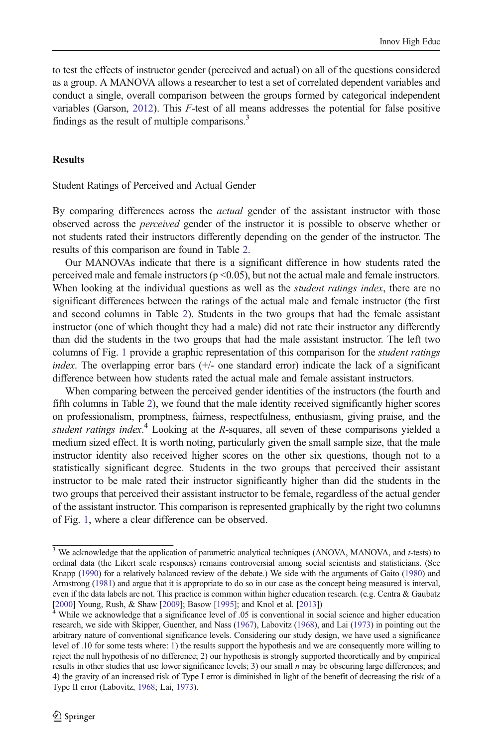to test the effects of instructor gender (perceived and actual) on all of the questions considered as a group. A MANOVA allows a researcher to test a set of correlated dependent variables and conduct a single, overall comparison between the groups formed by categorical independent variables (Garson, 2012). This *F*-test of all means addresses the potential for false positive findings as the result of multiple comparisons.[3]

## Results

### Student Ratings of Perceived and Actual Gender

By comparing differences across the *actual* gender of the assistant instructor with those observed across the *perceived* gender of the instructor it is possible to observe whether or not students rated their instructors differently depending on the gender of the instructor. The results of this comparison are found in Table 2.

Our MANOVAs indicate that there is a significant difference in how students rated the perceived male and female instructors ($p < 0.05$), but not the actual male and female instructors. When looking at the individual questions as well as the *student ratings index*, there are no significant differences between the ratings of the actual male and female instructor (the first and second columns in Table 2). Students in the two groups that had the female assistant instructor (one of which thought they had a male) did not rate their instructor any differently than did the students in the two groups that had the male assistant instructor. The left two columns of Fig. 1 provide a graphic representation of this comparison for the *student ratings index*. The overlapping error bars (+/- one standard error) indicate the lack of a significant difference between how students rated the actual male and female assistant instructors.

When comparing between the perceived gender identities of the instructors (the fourth and fifth columns in Table 2), we found that the male identity received significantly higher scores on professionalism, promptness, fairness, respectfulness, enthusiasm, giving praise, and the *student ratings index*.[4] Looking at the *R*-squares, all seven of these comparisons yielded a medium sized effect. It is worth noting, particularly given the small sample size, that the male instructor identity also received higher scores on the other six questions, though not to a statistically significant degree. Students in the two groups that perceived their assistant instructor to be male rated their instructor significantly higher than did the students in the two groups that perceived their assistant instructor to be female, regardless of the actual gender of the assistant instructor. This comparison is represented graphically by the right two columns of Fig. 1, where a clear difference can be observed.

---

[3] We acknowledge that the application of parametric analytical techniques (ANOVA, MANOVA, and *t*-tests) to ordinal data (the Likert scale responses) remains controversial among social scientists and statisticians. (See Knapp (1990) for a relatively balanced review of the debate.) We side with the arguments of Gaito (1980) and Armstrong (1981) and argue that it is appropriate to do so in our case as the concept being measured is interval, even if the data labels are not. This practice is common within higher education research. (e.g. Centra & Gaubatz [2000] Young, Rush, & Shaw [2009]; Basow [1995]; and Knol et al. [2013])

[4] While we acknowledge that a significance level of .05 is conventional in social science and higher education research, we side with Skipper, Guenther, and Nass (1967), Labovitz (1968), and Lai (1973) in pointing out the arbitrary nature of conventional significance levels. Considering our study design, we have used a significance level of .10 for some tests where: 1) the results support the hypothesis and we are consequently more willing to reject the null hypothesis of no difference; 2) our hypothesis is strongly supported theoretically and by empirical results in other studies that use lower significance levels; 3) our small *n* may be obscuring large differences; and 4) the gravity of an increased risk of Type I error is diminished in light of the benefit of decreasing the risk of a Type II error (Labovitz, 1968; Lai, 1973).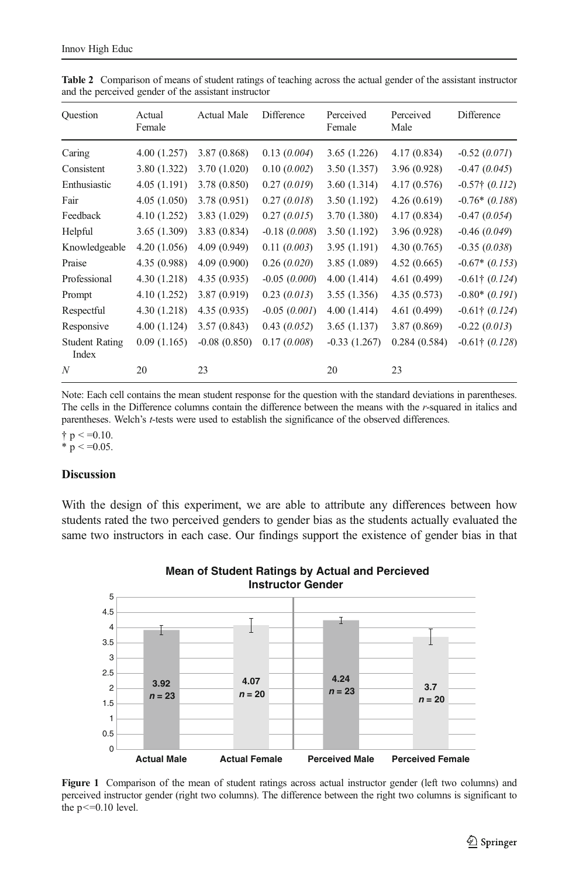**Table 2** Comparison of means of student ratings of teaching across the actual gender of the assistant instructor and the perceived gender of the assistant instructor

| Question | Actual Female | Actual Male | Difference | Perceived Female | Perceived Male | Difference |
|---|---|---|---|---|---|---|
| Caring | 4.00 (1.257) | 3.87 (0.868) | 0.13 (*0.004*) | 3.65 (1.226) | 4.17 (0.834) | -0.52 (*0.071*) |
| Consistent | 3.80 (1.322) | 3.70 (1.020) | 0.10 (*0.002*) | 3.50 (1.357) | 3.96 (0.928) | -0.47 (*0.045*) |
| Enthusiastic | 4.05 (1.191) | 3.78 (0.850) | 0.27 (*0.019*) | 3.60 (1.314) | 4.17 (0.576) | -0.57† (*0.112*) |
| Fair | 4.05 (1.050) | 3.78 (0.951) | 0.27 (*0.018*) | 3.50 (1.192) | 4.26 (0.619) | -0.76* (*0.188*) |
| Feedback | 4.10 (1.252) | 3.83 (1.029) | 0.27 (*0.015*) | 3.70 (1.380) | 4.17 (0.834) | -0.47 (*0.054*) |
| Helpful | 3.65 (1.309) | 3.83 (0.834) | -0.18 (*0.008*) | 3.50 (1.192) | 3.96 (0.928) | -0.46 (*0.049*) |
| Knowledgeable | 4.20 (1.056) | 4.09 (0.949) | 0.11 (*0.003*) | 3.95 (1.191) | 4.30 (0.765) | -0.35 (*0.038*) |
| Praise | 4.35 (0.988) | 4.09 (0.900) | 0.26 (*0.020*) | 3.85 (1.089) | 4.52 (0.665) | -0.67* (*0.153*) |
| Professional | 4.30 (1.218) | 4.35 (0.935) | -0.05 (*0.000*) | 4.00 (1.414) | 4.61 (0.499) | -0.61† (*0.124*) |
| Prompt | 4.10 (1.252) | 3.87 (0.919) | 0.23 (*0.013*) | 3.55 (1.356) | 4.35 (0.573) | -0.80* (*0.191*) |
| Respectful | 4.30 (1.218) | 4.35 (0.935) | -0.05 (*0.001*) | 4.00 (1.414) | 4.61 (0.499) | -0.61† (*0.124*) |
| Responsive | 4.00 (1.124) | 3.57 (0.843) | 0.43 (*0.052*) | 3.65 (1.137) | 3.87 (0.869) | -0.22 (*0.013*) |
| Student Rating Index | 0.09 (1.165) | -0.08 (0.850) | 0.17 (*0.008*) | -0.33 (1.267) | 0.284 (0.584) | -0.61† (*0.128*) |
| *N* | 20 | 23 | | 20 | 23 | |

Note: Each cell contains the mean student response for the question with the standard deviations in parentheses. The cells in the Difference columns contain the difference between the means with the *r*-squared in italics and parentheses. Welch's *t*-tests were used to establish the significance of the observed differences.

† $p <= 0.10$.
* $p <= 0.05$.

## Discussion

With the design of this experiment, we are able to attribute any differences between how students rated the two perceived genders to gender bias as the students actually evaluated the same two instructors in each case. Our findings support the existence of gender bias in that

**Figure 1** Comparison of the mean of student ratings across actual instructor gender (left two columns) and perceived instructor gender (right two columns). The difference between the right two columns is significant to the $p<=0.10$ level.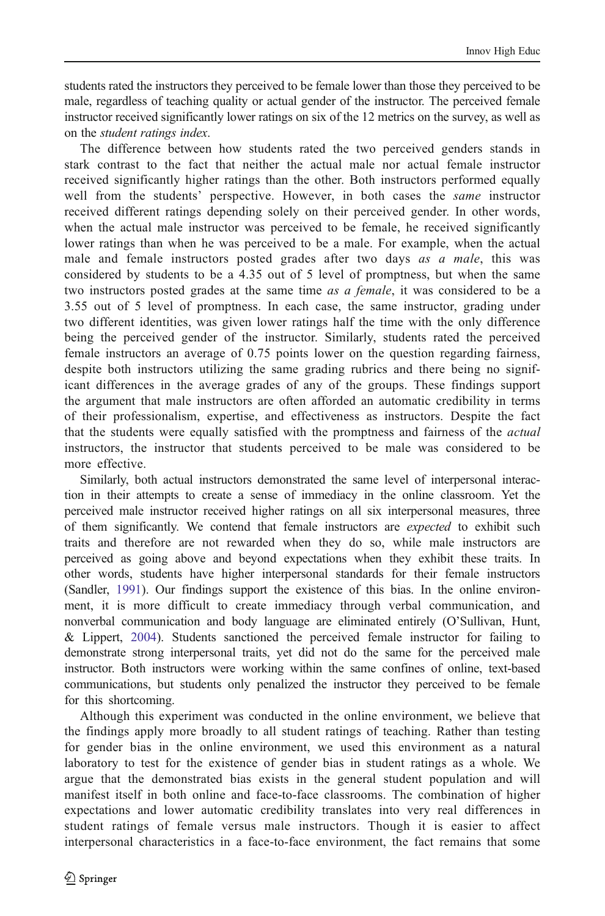students rated the instructors they perceived to be female lower than those they perceived to be male, regardless of teaching quality or actual gender of the instructor. The perceived female instructor received significantly lower ratings on six of the 12 metrics on the survey, as well as on the *student ratings index*.

The difference between how students rated the two perceived genders stands in stark contrast to the fact that neither the actual male nor actual female instructor received significantly higher ratings than the other. Both instructors performed equally well from the students' perspective. However, in both cases the *same* instructor received different ratings depending solely on their perceived gender. In other words, when the actual male instructor was perceived to be female, he received significantly lower ratings than when he was perceived to be a male. For example, when the actual male and female instructors posted grades after two days *as a male*, this was considered by students to be a 4.35 out of 5 level of promptness, but when the same two instructors posted grades at the same time *as a female*, it was considered to be a 3.55 out of 5 level of promptness. In each case, the same instructor, grading under two different identities, was given lower ratings half the time with the only difference being the perceived gender of the instructor. Similarly, students rated the perceived female instructors an average of 0.75 points lower on the question regarding fairness, despite both instructors utilizing the same grading rubrics and there being no significant differences in the average grades of any of the groups. These findings support the argument that male instructors are often afforded an automatic credibility in terms of their professionalism, expertise, and effectiveness as instructors. Despite the fact that the students were equally satisfied with the promptness and fairness of the *actual* instructors, the instructor that students perceived to be male was considered to be more effective.

Similarly, both actual instructors demonstrated the same level of interpersonal interaction in their attempts to create a sense of immediacy in the online classroom. Yet the perceived male instructor received higher ratings on all six interpersonal measures, three of them significantly. We contend that female instructors are *expected* to exhibit such traits and therefore are not rewarded when they do so, while male instructors are perceived as going above and beyond expectations when they exhibit these traits. In other words, students have higher interpersonal standards for their female instructors (Sandler, 1991). Our findings support the existence of this bias. In the online environment, it is more difficult to create immediacy through verbal communication, and nonverbal communication and body language are eliminated entirely (O'Sullivan, Hunt, & Lippert, 2004). Students sanctioned the perceived female instructor for failing to demonstrate strong interpersonal traits, yet did not do the same for the perceived male instructor. Both instructors were working within the same confines of online, text-based communications, but students only penalized the instructor they perceived to be female for this shortcoming.

Although this experiment was conducted in the online environment, we believe that the findings apply more broadly to all student ratings of teaching. Rather than testing for gender bias in the online environment, we used this environment as a natural laboratory to test for the existence of gender bias in student ratings as a whole. We argue that the demonstrated bias exists in the general student population and will manifest itself in both online and face-to-face classrooms. The combination of higher expectations and lower automatic credibility translates into very real differences in student ratings of female versus male instructors. Though it is easier to affect interpersonal characteristics in a face-to-face environment, the fact remains that some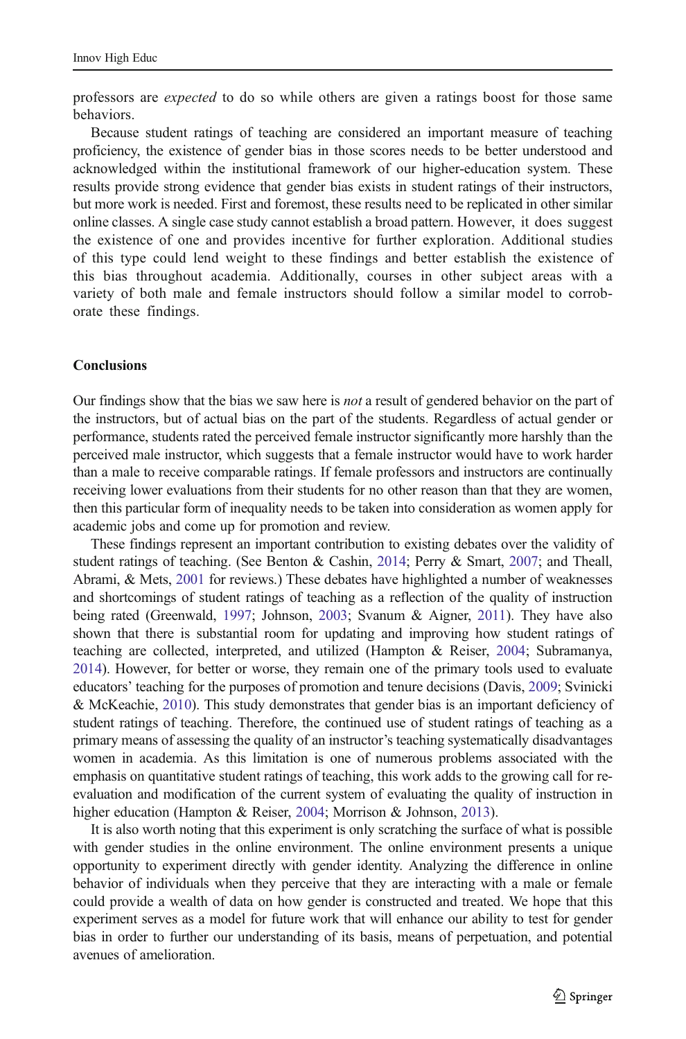professors are *expected* to do so while others are given a ratings boost for those same behaviors.

Because student ratings of teaching are considered an important measure of teaching proficiency, the existence of gender bias in those scores needs to be better understood and acknowledged within the institutional framework of our higher-education system. These results provide strong evidence that gender bias exists in student ratings of their instructors, but more work is needed. First and foremost, these results need to be replicated in other similar online classes. A single case study cannot establish a broad pattern. However, it does suggest the existence of one and provides incentive for further exploration. Additional studies of this type could lend weight to these findings and better establish the existence of this bias throughout academia. Additionally, courses in other subject areas with a variety of both male and female instructors should follow a similar model to corroborate these findings.

## Conclusions

Our findings show that the bias we saw here is *not* a result of gendered behavior on the part of the instructors, but of actual bias on the part of the students. Regardless of actual gender or performance, students rated the perceived female instructor significantly more harshly than the perceived male instructor, which suggests that a female instructor would have to work harder than a male to receive comparable ratings. If female professors and instructors are continually receiving lower evaluations from their students for no other reason than that they are women, then this particular form of inequality needs to be taken into consideration as women apply for academic jobs and come up for promotion and review.

These findings represent an important contribution to existing debates over the validity of student ratings of teaching. (See Benton & Cashin, 2014; Perry & Smart, 2007; and Theall, Abrami, & Mets, 2001 for reviews.) These debates have highlighted a number of weaknesses and shortcomings of student ratings of teaching as a reflection of the quality of instruction being rated (Greenwald, 1997; Johnson, 2003; Svanum & Aigner, 2011). They have also shown that there is substantial room for updating and improving how student ratings of teaching are collected, interpreted, and utilized (Hampton & Reiser, 2004; Subramanya, 2014). However, for better or worse, they remain one of the primary tools used to evaluate educators' teaching for the purposes of promotion and tenure decisions (Davis, 2009; Svinicki & McKeachie, 2010). This study demonstrates that gender bias is an important deficiency of student ratings of teaching. Therefore, the continued use of student ratings of teaching as a primary means of assessing the quality of an instructor's teaching systematically disadvantages women in academia. As this limitation is one of numerous problems associated with the emphasis on quantitative student ratings of teaching, this work adds to the growing call for re-evaluation and modification of the current system of evaluating the quality of instruction in higher education (Hampton & Reiser, 2004; Morrison & Johnson, 2013).

It is also worth noting that this experiment is only scratching the surface of what is possible with gender studies in the online environment. The online environment presents a unique opportunity to experiment directly with gender identity. Analyzing the difference in online behavior of individuals when they perceive that they are interacting with a male or female could provide a wealth of data on how gender is constructed and treated. We hope that this experiment serves as a model for future work that will enhance our ability to test for gender bias in order to further our understanding of its basis, means of perpetuation, and potential avenues of amelioration.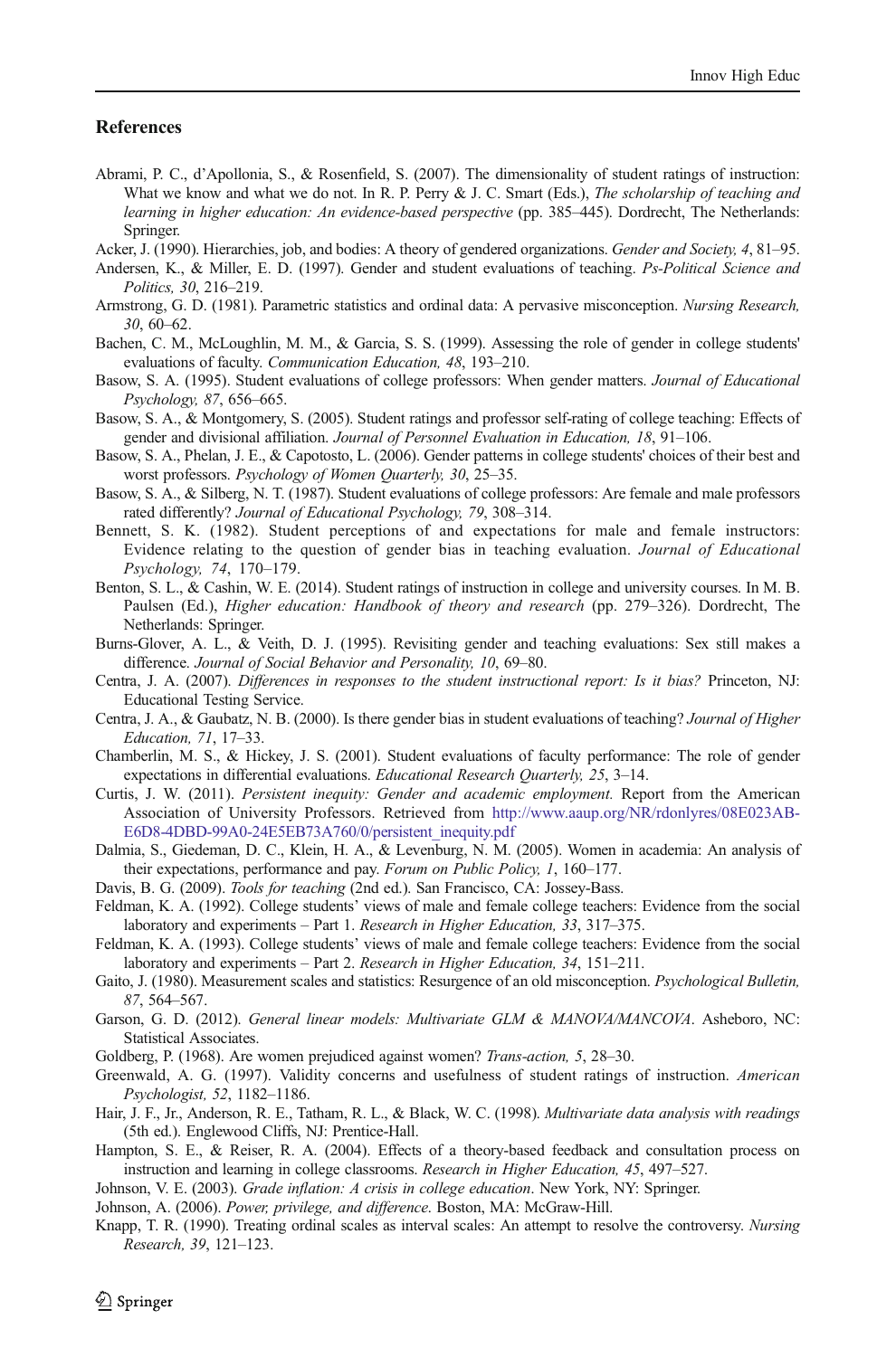## References

Abrami, P. C., d'Apollonia, S., & Rosenfield, S. (2007). The dimensionality of student ratings of instruction: What we know and what we do not. In R. P. Perry & J. C. Smart (Eds.), *The scholarship of teaching and learning in higher education: An evidence-based perspective* (pp. 385–445). Dordrecht, The Netherlands: Springer.

Acker, J. (1990). Hierarchies, job, and bodies: A theory of gendered organizations. *Gender and Society, 4*, 81–95.

Andersen, K., & Miller, E. D. (1997). Gender and student evaluations of teaching. *Ps-Political Science and Politics, 30*, 216–219.

Armstrong, G. D. (1981). Parametric statistics and ordinal data: A pervasive misconception. *Nursing Research, 30*, 60–62.

Bachen, C. M., McLoughlin, M. M., & Garcia, S. S. (1999). Assessing the role of gender in college students' evaluations of faculty. *Communication Education, 48*, 193–210.

Basow, S. A. (1995). Student evaluations of college professors: When gender matters. *Journal of Educational Psychology, 87*, 656–665.

Basow, S. A., & Montgomery, S. (2005). Student ratings and professor self-rating of college teaching: Effects of gender and divisional affiliation. *Journal of Personnel Evaluation in Education, 18*, 91–106.

Basow, S. A., Phelan, J. E., & Capotosto, L. (2006). Gender patterns in college students' choices of their best and worst professors. *Psychology of Women Quarterly, 30*, 25–35.

Basow, S. A., & Silberg, N. T. (1987). Student evaluations of college professors: Are female and male professors rated differently? *Journal of Educational Psychology, 79*, 308–314.

Bennett, S. K. (1982). Student perceptions of and expectations for male and female instructors: Evidence relating to the question of gender bias in teaching evaluation. *Journal of Educational Psychology, 74*, 170–179.

Benton, S. L., & Cashin, W. E. (2014). Student ratings of instruction in college and university courses. In M. B. Paulsen (Ed.), *Higher education: Handbook of theory and research* (pp. 279–326). Dordrecht, The Netherlands: Springer.

Burns-Glover, A. L., & Veith, D. J. (1995). Revisiting gender and teaching evaluations: Sex still makes a difference. *Journal of Social Behavior and Personality, 10*, 69–80.

Centra, J. A. (2007). *Differences in responses to the student instructional report: Is it bias?* Princeton, NJ: Educational Testing Service.

Centra, J. A., & Gaubatz, N. B. (2000). Is there gender bias in student evaluations of teaching? *Journal of Higher Education, 71*, 17–33.

Chamberlin, M. S., & Hickey, J. S. (2001). Student evaluations of faculty performance: The role of gender expectations in differential evaluations. *Educational Research Quarterly, 25*, 3–14.

Curtis, J. W. (2011). *Persistent inequity: Gender and academic employment.* Report from the American Association of University Professors. Retrieved from http://www.aaup.org/NR/rdonlyres/08E023AB-E6D8-4DBD-99A0-24E5EB73A760/0/persistent_inequity.pdf

Dalmia, S., Giedeman, D. C., Klein, H. A., & Levenburg, N. M. (2005). Women in academia: An analysis of their expectations, performance and pay. *Forum on Public Policy, 1*, 160–177.

Davis, B. G. (2009). *Tools for teaching* (2nd ed.). San Francisco, CA: Jossey-Bass.

Feldman, K. A. (1992). College students' views of male and female college teachers: Evidence from the social laboratory and experiments – Part 1. *Research in Higher Education, 33*, 317–375.

Feldman, K. A. (1993). College students' views of male and female college teachers: Evidence from the social laboratory and experiments – Part 2. *Research in Higher Education, 34*, 151–211.

Gaito, J. (1980). Measurement scales and statistics: Resurgence of an old misconception. *Psychological Bulletin, 87*, 564–567.

Garson, G. D. (2012). *General linear models: Multivariate GLM & MANOVA/MANCOVA*. Asheboro, NC: Statistical Associates.

Goldberg, P. (1968). Are women prejudiced against women? *Trans-action, 5*, 28–30.

Greenwald, A. G. (1997). Validity concerns and usefulness of student ratings of instruction. *American Psychologist, 52*, 1182–1186.

Hair, J. F., Jr., Anderson, R. E., Tatham, R. L., & Black, W. C. (1998). *Multivariate data analysis with readings* (5th ed.). Englewood Cliffs, NJ: Prentice-Hall.

Hampton, S. E., & Reiser, R. A. (2004). Effects of a theory-based feedback and consultation process on instruction and learning in college classrooms. *Research in Higher Education, 45*, 497–527.

Johnson, V. E. (2003). *Grade inflation: A crisis in college education*. New York, NY: Springer.

Johnson, A. (2006). *Power, privilege, and difference.* Boston, MA: McGraw-Hill.

Knapp, T. R. (1990). Treating ordinal scales as interval scales: An attempt to resolve the controversy. *Nursing Research, 39*, 121–123.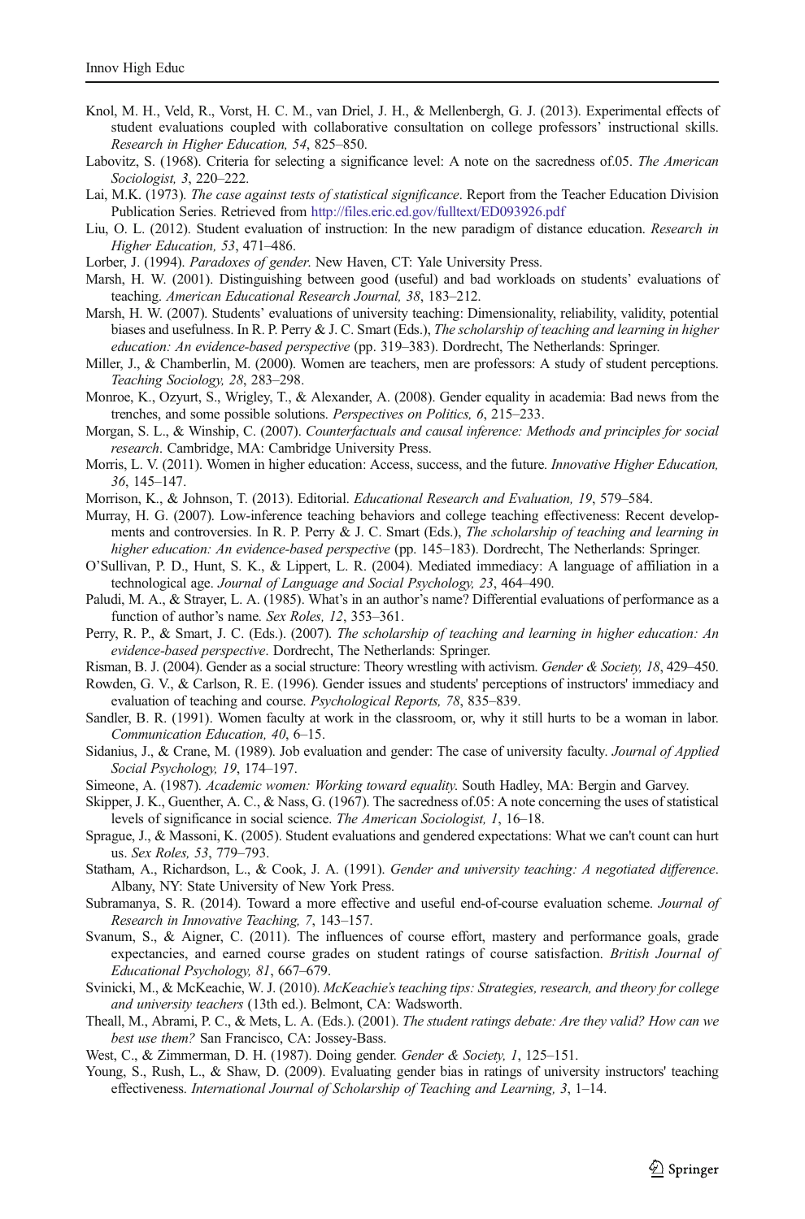Knol, M. H., Veld, R., Vorst, H. C. M., van Driel, J. H., & Mellenbergh, G. J. (2013). Experimental effects of student evaluations coupled with collaborative consultation on college professors' instructional skills. *Research in Higher Education, 54*, 825–850.

Labovitz, S. (1968). Criteria for selecting a significance level: A note on the sacredness of.05. *The American Sociologist, 3*, 220–222.

Lai, M.K. (1973). *The case against tests of statistical significance*. Report from the Teacher Education Division Publication Series. Retrieved from http://files.eric.ed.gov/fulltext/ED093926.pdf

Liu, O. L. (2012). Student evaluation of instruction: In the new paradigm of distance education. *Research in Higher Education, 53*, 471–486.

Lorber, J. (1994). *Paradoxes of gender*. New Haven, CT: Yale University Press.

Marsh, H. W. (2001). Distinguishing between good (useful) and bad workloads on students' evaluations of teaching. *American Educational Research Journal, 38*, 183–212.

Marsh, H. W. (2007). Students' evaluations of university teaching: Dimensionality, reliability, validity, potential biases and usefulness. In R. P. Perry & J. C. Smart (Eds.), *The scholarship of teaching and learning in higher education: An evidence-based perspective* (pp. 319–383). Dordrecht, The Netherlands: Springer.

Miller, J., & Chamberlin, M. (2000). Women are teachers, men are professors: A study of student perceptions. *Teaching Sociology, 28*, 283–298.

Monroe, K., Ozyurt, S., Wrigley, T., & Alexander, A. (2008). Gender equality in academia: Bad news from the trenches, and some possible solutions. *Perspectives on Politics, 6*, 215–233.

Morgan, S. L., & Winship, C. (2007). *Counterfactuals and causal inference: Methods and principles for social research*. Cambridge, MA: Cambridge University Press.

Morris, L. V. (2011). Women in higher education: Access, success, and the future. *Innovative Higher Education, 36*, 145–147.

Morrison, K., & Johnson, T. (2013). Editorial. *Educational Research and Evaluation, 19*, 579–584.

Murray, H. G. (2007). Low-inference teaching behaviors and college teaching effectiveness: Recent developments and controversies. In R. P. Perry & J. C. Smart (Eds.), *The scholarship of teaching and learning in higher education: An evidence-based perspective* (pp. 145–183). Dordrecht, The Netherlands: Springer.

O'Sullivan, P. D., Hunt, S. K., & Lippert, L. R. (2004). Mediated immediacy: A language of affiliation in a technological age. *Journal of Language and Social Psychology, 23*, 464–490.

Paludi, M. A., & Strayer, L. A. (1985). What's in an author's name? Differential evaluations of performance as a function of author's name. *Sex Roles, 12*, 353–361.

Perry, R. P., & Smart, J. C. (Eds.). (2007). *The scholarship of teaching and learning in higher education: An evidence-based perspective*. Dordrecht, The Netherlands: Springer.

Risman, B. J. (2004). Gender as a social structure: Theory wrestling with activism. *Gender & Society, 18*, 429–450.

Rowden, G. V., & Carlson, R. E. (1996). Gender issues and students' perceptions of instructors' immediacy and evaluation of teaching and course. *Psychological Reports, 78*, 835–839.

Sandler, B. R. (1991). Women faculty at work in the classroom, or, why it still hurts to be a woman in labor. *Communication Education, 40*, 6–15.

Sidanius, J., & Crane, M. (1989). Job evaluation and gender: The case of university faculty. *Journal of Applied Social Psychology, 19*, 174–197.

Simeone, A. (1987). *Academic women: Working toward equality*. South Hadley, MA: Bergin and Garvey.

Skipper, J. K., Guenther, A. C., & Nass, G. (1967). The sacredness of.05: A note concerning the uses of statistical levels of significance in social science. *The American Sociologist, 1*, 16–18.

Sprague, J., & Massoni, K. (2005). Student evaluations and gendered expectations: What we can't count can hurt us. *Sex Roles, 53*, 779–793.

Statham, A., Richardson, L., & Cook, J. A. (1991). *Gender and university teaching: A negotiated difference*. Albany, NY: State University of New York Press.

Subramanya, S. R. (2014). Toward a more effective and useful end-of-course evaluation scheme. *Journal of Research in Innovative Teaching, 7*, 143–157.

Svanum, S., & Aigner, C. (2011). The influences of course effort, mastery and performance goals, grade expectancies, and earned course grades on student ratings of course satisfaction. *British Journal of Educational Psychology, 81*, 667–679.

Svinicki, M., & McKeachie, W. J. (2010). *McKeachie's teaching tips: Strategies, research, and theory for college and university teachers* (13th ed.). Belmont, CA: Wadsworth.

Theall, M., Abrami, P. C., & Mets, L. A. (Eds.). (2001). *The student ratings debate: Are they valid? How can we best use them?* San Francisco, CA: Jossey-Bass.

West, C., & Zimmerman, D. H. (1987). Doing gender. *Gender & Society, 1*, 125–151.

Young, S., Rush, L., & Shaw, D. (2009). Evaluating gender bias in ratings of university instructors' teaching effectiveness. *International Journal of Scholarship of Teaching and Learning, 3*, 1–14.